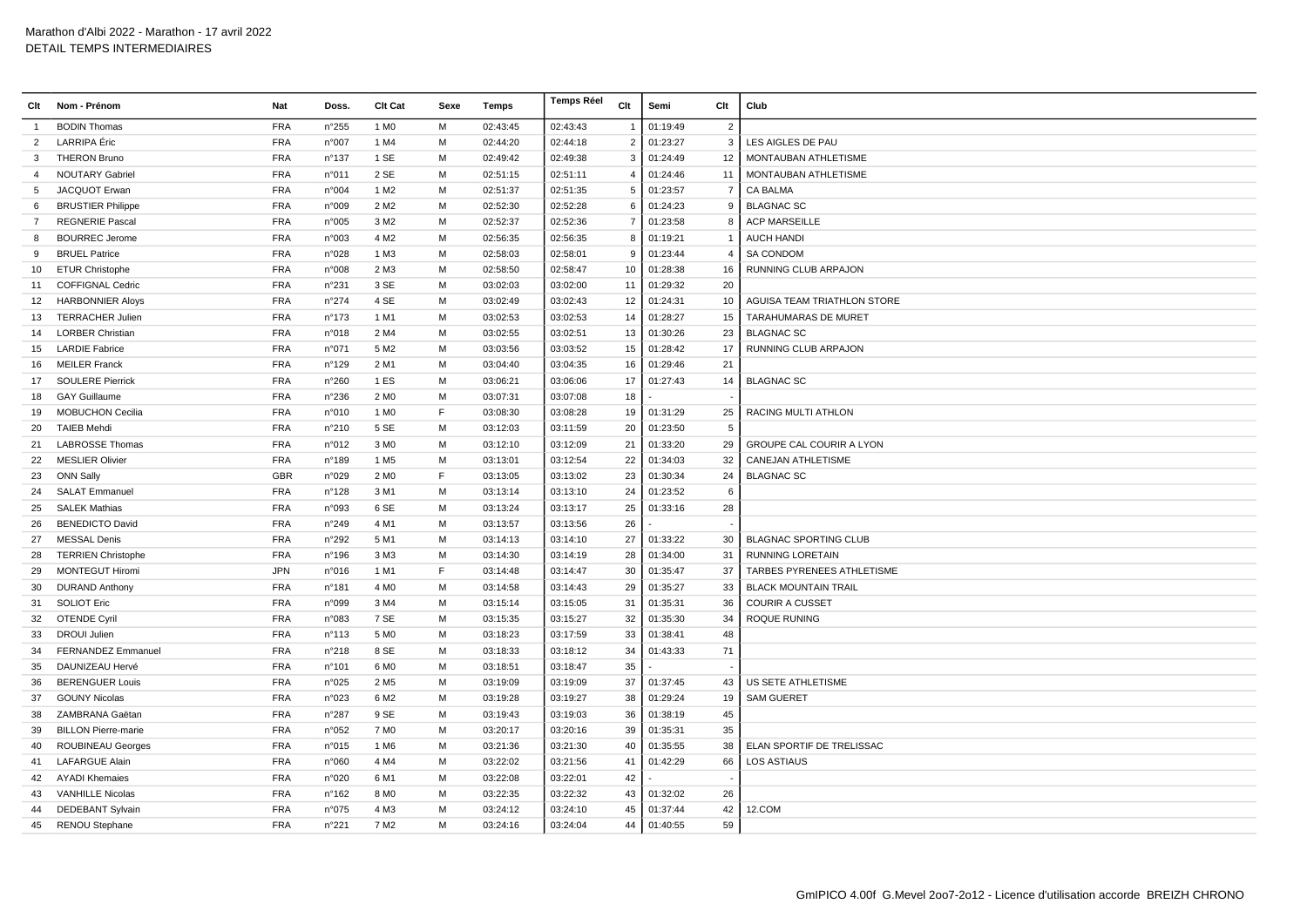Marathon d'Albi 2022 - Marathon - 17 avril 2022
DETAIL TEMPS INTERMEDIAIRES

| Clt | Nom - Prénom | Nat | Doss. | Clt Cat | Sexe | Temps | Temps Réel | Clt | Semi | Clt | Club |
|---|---|---|---|---|---|---|---|---|---|---|---|
| 1 | BODIN Thomas | FRA | n°255 | 1 M0 | M | 02:43:45 | 02:43:43 | 1 | 01:19:49 | 2 | |
| 2 | LARRIPA Éric | FRA | n°007 | 1 M4 | M | 02:44:20 | 02:44:18 | 2 | 01:23:27 | 3 | LES AIGLES DE PAU |
| 3 | THERON Bruno | FRA | n°137 | 1 SE | M | 02:49:42 | 02:49:38 | 3 | 01:24:49 | 12 | MONTAUBAN ATHLETISME |
| 4 | NOUTARY Gabriel | FRA | n°011 | 2 SE | M | 02:51:15 | 02:51:11 | 4 | 01:24:46 | 11 | MONTAUBAN ATHLETISME |
| 5 | JACQUOT Erwan | FRA | n°004 | 1 M2 | M | 02:51:37 | 02:51:35 | 5 | 01:23:57 | 7 | CA BALMA |
| 6 | BRUSTIER Philippe | FRA | n°009 | 2 M2 | M | 02:52:30 | 02:52:28 | 6 | 01:24:23 | 9 | BLAGNAC SC |
| 7 | REGNERIE Pascal | FRA | n°005 | 3 M2 | M | 02:52:37 | 02:52:36 | 7 | 01:23:58 | 8 | ACP MARSEILLE |
| 8 | BOURREC Jerome | FRA | n°003 | 4 M2 | M | 02:56:35 | 02:56:35 | 8 | 01:19:21 | 1 | AUCH HANDI |
| 9 | BRUEL Patrice | FRA | n°028 | 1 M3 | M | 02:58:03 | 02:58:01 | 9 | 01:23:44 | 4 | SA CONDOM |
| 10 | ETUR Christophe | FRA | n°008 | 2 M3 | M | 02:58:50 | 02:58:47 | 10 | 01:28:38 | 16 | RUNNING CLUB ARPAJON |
| 11 | COFFIGNAL Cedric | FRA | n°231 | 3 SE | M | 03:02:03 | 03:02:00 | 11 | 01:29:32 | 20 | |
| 12 | HARBONNIER Aloys | FRA | n°274 | 4 SE | M | 03:02:49 | 03:02:43 | 12 | 01:24:31 | 10 | AGUISA TEAM TRIATHLON STORE |
| 13 | TERRACHER Julien | FRA | n°173 | 1 M1 | M | 03:02:53 | 03:02:53 | 14 | 01:28:27 | 15 | TARAHUMARAS DE MURET |
| 14 | LORBER Christian | FRA | n°018 | 2 M4 | M | 03:02:55 | 03:02:51 | 13 | 01:30:26 | 23 | BLAGNAC SC |
| 15 | LARDIE Fabrice | FRA | n°071 | 5 M2 | M | 03:03:56 | 03:03:52 | 15 | 01:28:42 | 17 | RUNNING CLUB ARPAJON |
| 16 | MEILER Franck | FRA | n°129 | 2 M1 | M | 03:04:40 | 03:04:35 | 16 | 01:29:46 | 21 | |
| 17 | SOULERE Pierrick | FRA | n°260 | 1 ES | M | 03:06:21 | 03:06:06 | 17 | 01:27:43 | 14 | BLAGNAC SC |
| 18 | GAY Guillaume | FRA | n°236 | 2 M0 | M | 03:07:31 | 03:07:08 | 18 | - | - | |
| 19 | MOBUCHON Cecilia | FRA | n°010 | 1 M0 | F | 03:08:30 | 03:08:28 | 19 | 01:31:29 | 25 | RACING MULTI ATHLON |
| 20 | TAIEB Mehdi | FRA | n°210 | 5 SE | M | 03:12:03 | 03:11:59 | 20 | 01:23:50 | 5 | |
| 21 | LABROSSE Thomas | FRA | n°012 | 3 M0 | M | 03:12:10 | 03:12:09 | 21 | 01:33:20 | 29 | GROUPE CAL COURIR A LYON |
| 22 | MESLIER Olivier | FRA | n°189 | 1 M5 | M | 03:13:01 | 03:12:54 | 22 | 01:34:03 | 32 | CANEJAN ATHLETISME |
| 23 | ONN Sally | GBR | n°029 | 2 M0 | F | 03:13:05 | 03:13:02 | 23 | 01:30:34 | 24 | BLAGNAC SC |
| 24 | SALAT Emmanuel | FRA | n°128 | 3 M1 | M | 03:13:14 | 03:13:10 | 24 | 01:23:52 | 6 | |
| 25 | SALEK Mathias | FRA | n°093 | 6 SE | M | 03:13:24 | 03:13:17 | 25 | 01:33:16 | 28 | |
| 26 | BENEDICTO David | FRA | n°249 | 4 M1 | M | 03:13:57 | 03:13:56 | 26 | - | - | |
| 27 | MESSAL Denis | FRA | n°292 | 5 M1 | M | 03:14:13 | 03:14:10 | 27 | 01:33:22 | 30 | BLAGNAC SPORTING CLUB |
| 28 | TERRIEN Christophe | FRA | n°196 | 3 M3 | M | 03:14:30 | 03:14:19 | 28 | 01:34:00 | 31 | RUNNING LORETAIN |
| 29 | MONTEGUT Hiromi | JPN | n°016 | 1 M1 | F | 03:14:48 | 03:14:47 | 30 | 01:35:47 | 37 | TARBES PYRENEES ATHLETISME |
| 30 | DURAND Anthony | FRA | n°181 | 4 M0 | M | 03:14:58 | 03:14:43 | 29 | 01:35:27 | 33 | BLACK MOUNTAIN TRAIL |
| 31 | SOLIOT Eric | FRA | n°099 | 3 M4 | M | 03:15:14 | 03:15:05 | 31 | 01:35:31 | 36 | COURIR A CUSSET |
| 32 | OTENDE Cyril | FRA | n°083 | 7 SE | M | 03:15:35 | 03:15:27 | 32 | 01:35:30 | 34 | ROQUE RUNING |
| 33 | DROUI Julien | FRA | n°113 | 5 M0 | M | 03:18:23 | 03:17:59 | 33 | 01:38:41 | 48 | |
| 34 | FERNANDEZ Emmanuel | FRA | n°218 | 8 SE | M | 03:18:33 | 03:18:12 | 34 | 01:43:33 | 71 | |
| 35 | DAUNIZEAU Hervé | FRA | n°101 | 6 M0 | M | 03:18:51 | 03:18:47 | 35 | - | - | |
| 36 | BERENGUER Louis | FRA | n°025 | 2 M5 | M | 03:19:09 | 03:19:09 | 37 | 01:37:45 | 43 | US SETE ATHLETISME |
| 37 | GOUNY Nicolas | FRA | n°023 | 6 M2 | M | 03:19:28 | 03:19:27 | 38 | 01:29:24 | 19 | SAM GUERET |
| 38 | ZAMBRANA Gaëtan | FRA | n°287 | 9 SE | M | 03:19:43 | 03:19:03 | 36 | 01:38:19 | 45 | |
| 39 | BILLON Pierre-marie | FRA | n°052 | 7 M0 | M | 03:20:17 | 03:20:16 | 39 | 01:35:31 | 35 | |
| 40 | ROUBINEAU Georges | FRA | n°015 | 1 M6 | M | 03:21:36 | 03:21:30 | 40 | 01:35:55 | 38 | ELAN SPORTIF DE TRELISSAC |
| 41 | LAFARGUE Alain | FRA | n°060 | 4 M4 | M | 03:22:02 | 03:21:56 | 41 | 01:42:29 | 66 | LOS ASTIAUS |
| 42 | AYADI Khemaies | FRA | n°020 | 6 M1 | M | 03:22:08 | 03:22:01 | 42 | - | - | |
| 43 | VANHILLE Nicolas | FRA | n°162 | 8 M0 | M | 03:22:35 | 03:22:32 | 43 | 01:32:02 | 26 | |
| 44 | DEDEBANT Sylvain | FRA | n°075 | 4 M3 | M | 03:24:12 | 03:24:10 | 45 | 01:37:44 | 42 | 12.COM |
| 45 | RENOU Stephane | FRA | n°221 | 7 M2 | M | 03:24:16 | 03:24:04 | 44 | 01:40:55 | 59 | |

GmIPICO 4.00f G.Mevel 2oo7-2o12 - Licence d'utilisation accorde BREIZH CHRONO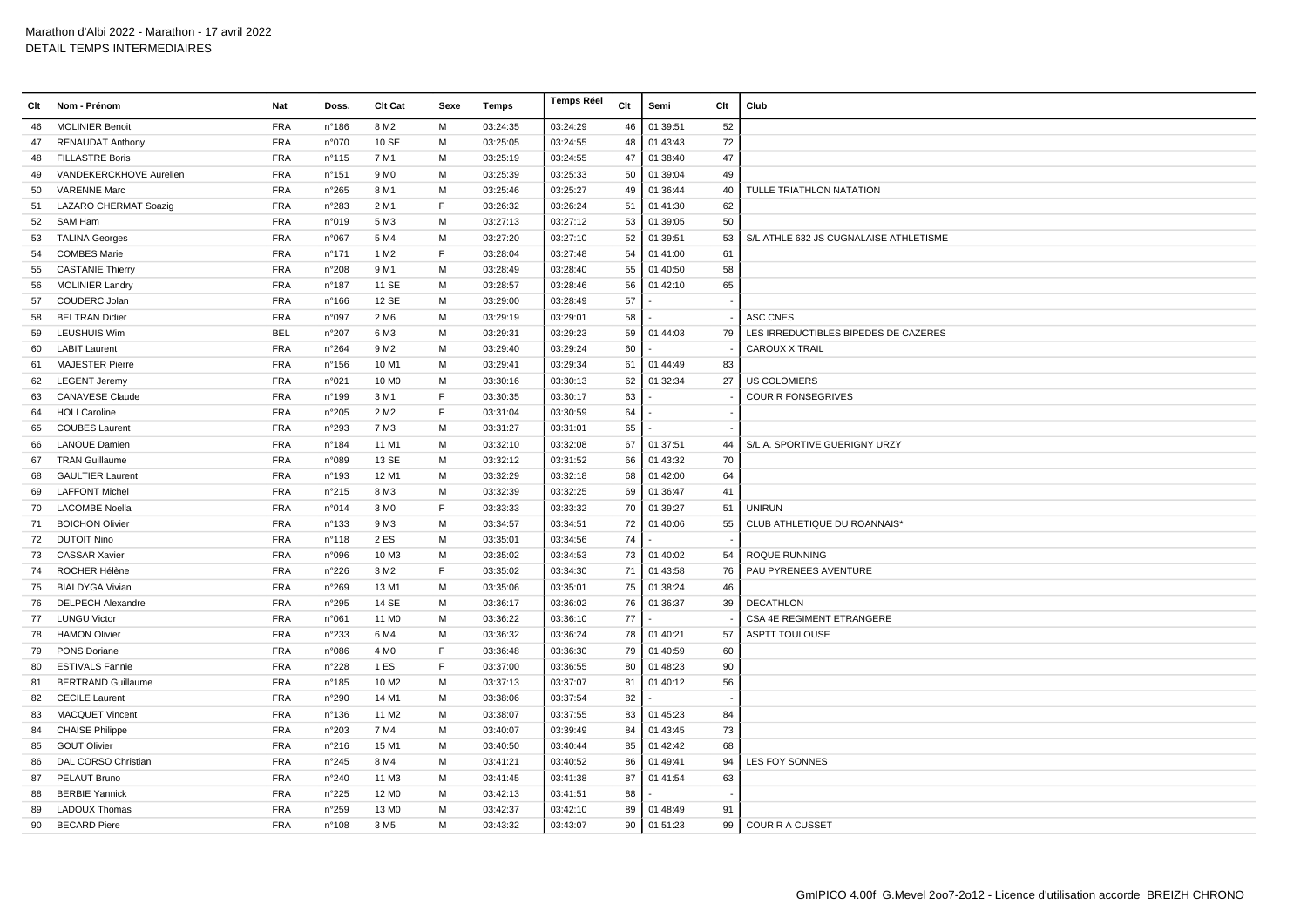Marathon d'Albi 2022 - Marathon - 17 avril 2022
DETAIL TEMPS INTERMEDIAIRES

| Clt | Nom - Prénom | Nat | Doss. | Clt Cat | Sexe | Temps | Temps Réel | Clt | Semi | Clt | Club |
|---|---|---|---|---|---|---|---|---|---|---|---|
| 46 | MOLINIER Benoit | FRA | n°186 | 8 M2 | M | 03:24:35 | 03:24:29 | 46 | 01:39:51 | 52 | |
| 47 | RENAUDAT Anthony | FRA | n°070 | 10 SE | M | 03:25:05 | 03:24:55 | 48 | 01:43:43 | 72 | |
| 48 | FILLASTRE Boris | FRA | n°115 | 7 M1 | M | 03:25:19 | 03:24:55 | 47 | 01:38:40 | 47 | |
| 49 | VANDEKERCKHOVE Aurelien | FRA | n°151 | 9 M0 | M | 03:25:39 | 03:25:33 | 50 | 01:39:04 | 49 | |
| 50 | VARENNE Marc | FRA | n°265 | 8 M1 | M | 03:25:46 | 03:25:27 | 49 | 01:36:44 | 40 | TULLE TRIATHLON NATATION |
| 51 | LAZARO CHERMAT Soazig | FRA | n°283 | 2 M1 | F | 03:26:32 | 03:26:24 | 51 | 01:41:30 | 62 | |
| 52 | SAM Ham | FRA | n°019 | 5 M3 | M | 03:27:13 | 03:27:12 | 53 | 01:39:05 | 50 | |
| 53 | TALINA Georges | FRA | n°067 | 5 M4 | M | 03:27:20 | 03:27:10 | 52 | 01:39:51 | 53 | S/L ATHLE 632 JS CUGNALAISE ATHLETISME |
| 54 | COMBES Marie | FRA | n°171 | 1 M2 | F | 03:28:04 | 03:27:48 | 54 | 01:41:00 | 61 | |
| 55 | CASTANIE Thierry | FRA | n°208 | 9 M1 | M | 03:28:49 | 03:28:40 | 55 | 01:40:50 | 58 | |
| 56 | MOLINIER Landry | FRA | n°187 | 11 SE | M | 03:28:57 | 03:28:46 | 56 | 01:42:10 | 65 | |
| 57 | COUDERC Jolan | FRA | n°166 | 12 SE | M | 03:29:00 | 03:28:49 | 57 | - | - | |
| 58 | BELTRAN Didier | FRA | n°097 | 2 M6 | M | 03:29:19 | 03:29:01 | 58 | - | - | ASC CNES |
| 59 | LEUSHUIS Wim | BEL | n°207 | 6 M3 | M | 03:29:31 | 03:29:23 | 59 | 01:44:03 | 79 | LES IRREDUCTIBLES BIPEDES DE CAZERES |
| 60 | LABIT Laurent | FRA | n°264 | 9 M2 | M | 03:29:40 | 03:29:24 | 60 | - | - | CAROUX X TRAIL |
| 61 | MAJESTER Pierre | FRA | n°156 | 10 M1 | M | 03:29:41 | 03:29:34 | 61 | 01:44:49 | 83 | |
| 62 | LEGENT Jeremy | FRA | n°021 | 10 M0 | M | 03:30:16 | 03:30:13 | 62 | 01:32:34 | 27 | US COLOMIERS |
| 63 | CANAVESE Claude | FRA | n°199 | 3 M1 | F | 03:30:35 | 03:30:17 | 63 | - | - | COURIR FONSEGRIVES |
| 64 | HOLI Caroline | FRA | n°205 | 2 M2 | F | 03:31:04 | 03:30:59 | 64 | - | - | |
| 65 | COUBES Laurent | FRA | n°293 | 7 M3 | M | 03:31:27 | 03:31:01 | 65 | - | - | |
| 66 | LANOUE Damien | FRA | n°184 | 11 M1 | M | 03:32:10 | 03:32:08 | 67 | 01:37:51 | 44 | S/L A. SPORTIVE GUERIGNY URZY |
| 67 | TRAN Guillaume | FRA | n°089 | 13 SE | M | 03:32:12 | 03:31:52 | 66 | 01:43:32 | 70 | |
| 68 | GAULTIER Laurent | FRA | n°193 | 12 M1 | M | 03:32:29 | 03:32:18 | 68 | 01:42:00 | 64 | |
| 69 | LAFFONT Michel | FRA | n°215 | 8 M3 | M | 03:32:39 | 03:32:25 | 69 | 01:36:47 | 41 | |
| 70 | LACOMBE Noella | FRA | n°014 | 3 M0 | F | 03:33:33 | 03:33:32 | 70 | 01:39:27 | 51 | UNIRUN |
| 71 | BOICHON Olivier | FRA | n°133 | 9 M3 | M | 03:34:57 | 03:34:51 | 72 | 01:40:06 | 55 | CLUB ATHLETIQUE DU ROANNAIS* |
| 72 | DUTOIT Nino | FRA | n°118 | 2 ES | M | 03:35:01 | 03:34:56 | 74 | - | - | |
| 73 | CASSAR Xavier | FRA | n°096 | 10 M3 | M | 03:35:02 | 03:34:53 | 73 | 01:40:02 | 54 | ROQUE RUNNING |
| 74 | ROCHER Hélène | FRA | n°226 | 3 M2 | F | 03:35:02 | 03:34:30 | 71 | 01:43:58 | 76 | PAU PYRENEES AVENTURE |
| 75 | BIALDYGA Vivian | FRA | n°269 | 13 M1 | M | 03:35:06 | 03:35:01 | 75 | 01:38:24 | 46 | |
| 76 | DELPECH Alexandre | FRA | n°295 | 14 SE | M | 03:36:17 | 03:36:02 | 76 | 01:36:37 | 39 | DECATHLON |
| 77 | LUNGU Victor | FRA | n°061 | 11 M0 | M | 03:36:22 | 03:36:10 | 77 | - | - | CSA 4E REGIMENT ETRANGERE |
| 78 | HAMON Olivier | FRA | n°233 | 6 M4 | M | 03:36:32 | 03:36:24 | 78 | 01:40:21 | 57 | ASPTT TOULOUSE |
| 79 | PONS Doriane | FRA | n°086 | 4 M0 | F | 03:36:48 | 03:36:30 | 79 | 01:40:59 | 60 | |
| 80 | ESTIVALS Fannie | FRA | n°228 | 1 ES | F | 03:37:00 | 03:36:55 | 80 | 01:48:23 | 90 | |
| 81 | BERTRAND Guillaume | FRA | n°185 | 10 M2 | M | 03:37:13 | 03:37:07 | 81 | 01:40:12 | 56 | |
| 82 | CECILE Laurent | FRA | n°290 | 14 M1 | M | 03:38:06 | 03:37:54 | 82 | - | - | |
| 83 | MACQUET Vincent | FRA | n°136 | 11 M2 | M | 03:38:07 | 03:37:55 | 83 | 01:45:23 | 84 | |
| 84 | CHAISE Philippe | FRA | n°203 | 7 M4 | M | 03:40:07 | 03:39:49 | 84 | 01:43:45 | 73 | |
| 85 | GOUT Olivier | FRA | n°216 | 15 M1 | M | 03:40:50 | 03:40:44 | 85 | 01:42:42 | 68 | |
| 86 | DAL CORSO Christian | FRA | n°245 | 8 M4 | M | 03:41:21 | 03:40:52 | 86 | 01:49:41 | 94 | LES FOY SONNES |
| 87 | PELAUT Bruno | FRA | n°240 | 11 M3 | M | 03:41:45 | 03:41:38 | 87 | 01:41:54 | 63 | |
| 88 | BERBIE Yannick | FRA | n°225 | 12 M0 | M | 03:42:13 | 03:41:51 | 88 | - | - | |
| 89 | LADOUX Thomas | FRA | n°259 | 13 M0 | M | 03:42:37 | 03:42:10 | 89 | 01:48:49 | 91 | |
| 90 | BECARD Piere | FRA | n°108 | 3 M5 | M | 03:43:32 | 03:43:07 | 90 | 01:51:23 | 99 | COURIR A CUSSET |

GmIPICO 4.00f G.Mevel 2oo7-2o12 - Licence d'utilisation accorde BREIZH CHRONO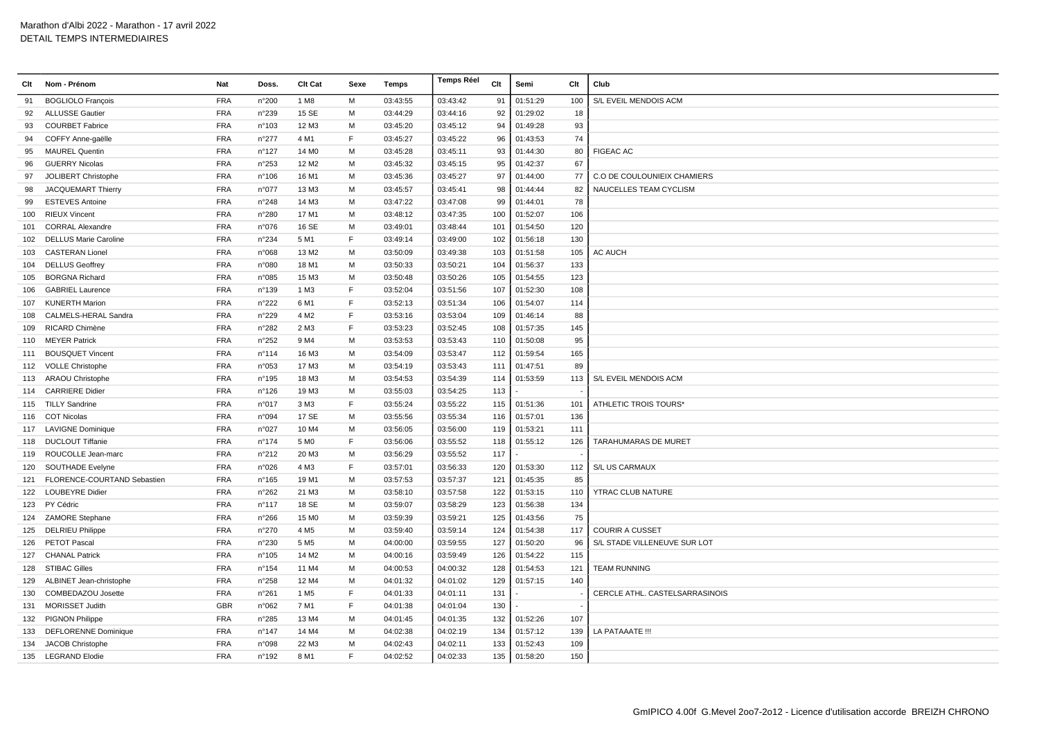Marathon d'Albi 2022 - Marathon - 17 avril 2022
DETAIL TEMPS INTERMEDIAIRES

| Clt | Nom - Prénom | Nat | Doss. | Clt Cat | Sexe | Temps | Temps Réel | Clt | Semi | Clt | Club |
|---|---|---|---|---|---|---|---|---|---|---|---|
| 91 | BOGLIOLO François | FRA | n°200 | 1 M8 | M | 03:43:55 | 03:43:42 | 91 | 01:51:29 | 100 | S/L EVEIL MENDOIS ACM |
| 92 | ALLUSSE Gautier | FRA | n°239 | 15 SE | M | 03:44:29 | 03:44:16 | 92 | 01:29:02 | 18 | |
| 93 | COURBET Fabrice | FRA | n°103 | 12 M3 | M | 03:45:20 | 03:45:12 | 94 | 01:49:28 | 93 | |
| 94 | COFFY Anne-gaëlle | FRA | n°277 | 4 M1 | F | 03:45:27 | 03:45:22 | 96 | 01:43:53 | 74 | |
| 95 | MAUREL Quentin | FRA | n°127 | 14 M0 | M | 03:45:28 | 03:45:11 | 93 | 01:44:30 | 80 | FIGEAC AC |
| 96 | GUERRY Nicolas | FRA | n°253 | 12 M2 | M | 03:45:32 | 03:45:15 | 95 | 01:42:37 | 67 | |
| 97 | JOLIBERT Christophe | FRA | n°106 | 16 M1 | M | 03:45:36 | 03:45:27 | 97 | 01:44:00 | 77 | C.O DE COULOUNIEIX CHAMIERS |
| 98 | JACQUEMART Thierry | FRA | n°077 | 13 M3 | M | 03:45:57 | 03:45:41 | 98 | 01:44:44 | 82 | NAUCELLES TEAM CYCLISM |
| 99 | ESTEVES Antoine | FRA | n°248 | 14 M3 | M | 03:47:22 | 03:47:08 | 99 | 01:44:01 | 78 | |
| 100 | RIEUX Vincent | FRA | n°280 | 17 M1 | M | 03:48:12 | 03:47:35 | 100 | 01:52:07 | 106 | |
| 101 | CORRAL Alexandre | FRA | n°076 | 16 SE | M | 03:49:01 | 03:48:44 | 101 | 01:54:50 | 120 | |
| 102 | DELLUS Marie Caroline | FRA | n°234 | 5 M1 | F | 03:49:14 | 03:49:00 | 102 | 01:56:18 | 130 | |
| 103 | CASTERAN Lionel | FRA | n°068 | 13 M2 | M | 03:50:09 | 03:49:38 | 103 | 01:51:58 | 105 | AC AUCH |
| 104 | DELLUS Geoffrey | FRA | n°080 | 18 M1 | M | 03:50:33 | 03:50:21 | 104 | 01:56:37 | 133 | |
| 105 | BORGNA Richard | FRA | n°085 | 15 M3 | M | 03:50:48 | 03:50:26 | 105 | 01:54:55 | 123 | |
| 106 | GABRIEL Laurence | FRA | n°139 | 1 M3 | F | 03:52:04 | 03:51:56 | 107 | 01:52:30 | 108 | |
| 107 | KUNERTH Marion | FRA | n°222 | 6 M1 | F | 03:52:13 | 03:51:34 | 106 | 01:54:07 | 114 | |
| 108 | CALMELS-HERAL Sandra | FRA | n°229 | 4 M2 | F | 03:53:16 | 03:53:04 | 109 | 01:46:14 | 88 | |
| 109 | RICARD Chimène | FRA | n°282 | 2 M3 | F | 03:53:23 | 03:52:45 | 108 | 01:57:35 | 145 | |
| 110 | MEYER Patrick | FRA | n°252 | 9 M4 | M | 03:53:53 | 03:53:43 | 110 | 01:50:08 | 95 | |
| 111 | BOUSQUET Vincent | FRA | n°114 | 16 M3 | M | 03:54:09 | 03:53:47 | 112 | 01:59:54 | 165 | |
| 112 | VOLLE Christophe | FRA | n°053 | 17 M3 | M | 03:54:19 | 03:53:43 | 111 | 01:47:51 | 89 | |
| 113 | ARAOU Christophe | FRA | n°195 | 18 M3 | M | 03:54:53 | 03:54:39 | 114 | 01:53:59 | 113 | S/L EVEIL MENDOIS ACM |
| 114 | CARRIERE Didier | FRA | n°126 | 19 M3 | M | 03:55:03 | 03:54:25 | 113 | - | - | |
| 115 | TILLY Sandrine | FRA | n°017 | 3 M3 | F | 03:55:24 | 03:55:22 | 115 | 01:51:36 | 101 | ATHLETIC TROIS TOURS* |
| 116 | COT Nicolas | FRA | n°094 | 17 SE | M | 03:55:56 | 03:55:34 | 116 | 01:57:01 | 136 | |
| 117 | LAVIGNE Dominique | FRA | n°027 | 10 M4 | M | 03:56:05 | 03:56:00 | 119 | 01:53:21 | 111 | |
| 118 | DUCLOUT Tiffanie | FRA | n°174 | 5 M0 | F | 03:56:06 | 03:55:52 | 118 | 01:55:12 | 126 | TARAHUMARAS DE MURET |
| 119 | ROUCOLLE Jean-marc | FRA | n°212 | 20 M3 | M | 03:56:29 | 03:55:52 | 117 | - | - | |
| 120 | SOUTHADE Evelyne | FRA | n°026 | 4 M3 | F | 03:57:01 | 03:56:33 | 120 | 01:53:30 | 112 | S/L US CARMAUX |
| 121 | FLORENCE-COURTAND Sebastien | FRA | n°165 | 19 M1 | M | 03:57:53 | 03:57:37 | 121 | 01:45:35 | 85 | |
| 122 | LOUBEYRE Didier | FRA | n°262 | 21 M3 | M | 03:58:10 | 03:57:58 | 122 | 01:53:15 | 110 | YTRAC CLUB NATURE |
| 123 | PY Cédric | FRA | n°117 | 18 SE | M | 03:59:07 | 03:58:29 | 123 | 01:56:38 | 134 | |
| 124 | ZAMORE Stephane | FRA | n°266 | 15 M0 | M | 03:59:39 | 03:59:21 | 125 | 01:43:56 | 75 | |
| 125 | DELRIEU Philippe | FRA | n°270 | 4 M5 | M | 03:59:40 | 03:59:14 | 124 | 01:54:38 | 117 | COURIR A CUSSET |
| 126 | PETOT Pascal | FRA | n°230 | 5 M5 | M | 04:00:00 | 03:59:55 | 127 | 01:50:20 | 96 | S/L STADE VILLENEUVE SUR LOT |
| 127 | CHANAL Patrick | FRA | n°105 | 14 M2 | M | 04:00:16 | 03:59:49 | 126 | 01:54:22 | 115 | |
| 128 | STIBAC Gilles | FRA | n°154 | 11 M4 | M | 04:00:53 | 04:00:32 | 128 | 01:54:53 | 121 | TEAM RUNNING |
| 129 | ALBINET Jean-christophe | FRA | n°258 | 12 M4 | M | 04:01:32 | 04:01:02 | 129 | 01:57:15 | 140 | |
| 130 | COMBEDAZOU Josette | FRA | n°261 | 1 M5 | F | 04:01:33 | 04:01:11 | 131 | - | - | CERCLE ATHL. CASTELSARRASINOIS |
| 131 | MORISSET Judith | GBR | n°062 | 7 M1 | F | 04:01:38 | 04:01:04 | 130 | - | - | |
| 132 | PIGNON Philippe | FRA | n°285 | 13 M4 | M | 04:01:45 | 04:01:35 | 132 | 01:52:26 | 107 | |
| 133 | DEFLORENNE Dominique | FRA | n°147 | 14 M4 | M | 04:02:38 | 04:02:19 | 134 | 01:57:12 | 139 | LA PATAAATE !!! |
| 134 | JACOB Christophe | FRA | n°098 | 22 M3 | M | 04:02:43 | 04:02:11 | 133 | 01:52:43 | 109 | |
| 135 | LEGRAND Elodie | FRA | n°192 | 8 M1 | F | 04:02:52 | 04:02:33 | 135 | 01:58:20 | 150 | |

GmIPICO 4.00f G.Mevel 2oo7-2o12 - Licence d'utilisation accorde BREIZH CHRONO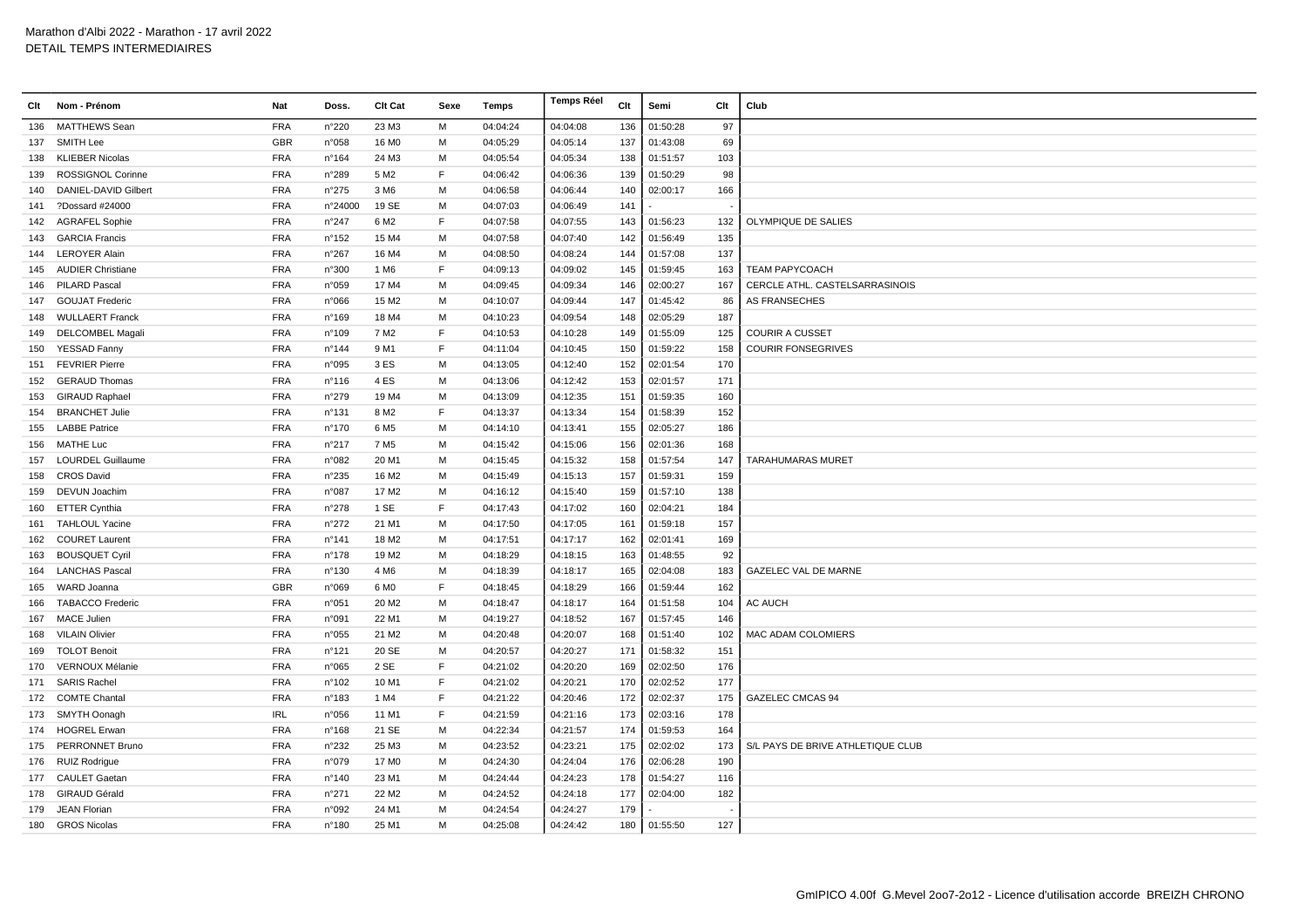Marathon d'Albi 2022 - Marathon - 17 avril 2022
DETAIL TEMPS INTERMEDIAIRES

| Clt | Nom - Prénom | Nat | Doss. | Clt Cat | Sexe | Temps | Temps Réel | Clt | Semi | Clt | Club |
|---|---|---|---|---|---|---|---|---|---|---|---|
| 136 | MATTHEWS Sean | FRA | n°220 | 23 M3 | M | 04:04:24 | 04:04:08 | 136 | 01:50:28 | 97 | |
| 137 | SMITH Lee | GBR | n°058 | 16 M0 | M | 04:05:29 | 04:05:14 | 137 | 01:43:08 | 69 | |
| 138 | KLIEBER Nicolas | FRA | n°164 | 24 M3 | M | 04:05:54 | 04:05:34 | 138 | 01:51:57 | 103 | |
| 139 | ROSSIGNOL Corinne | FRA | n°289 | 5 M2 | F | 04:06:42 | 04:06:36 | 139 | 01:50:29 | 98 | |
| 140 | DANIEL-DAVID Gilbert | FRA | n°275 | 3 M6 | M | 04:06:58 | 04:06:44 | 140 | 02:00:17 | 166 | |
| 141 | ?Dossard #24000 | FRA | n°24000 | 19 SE | M | 04:07:03 | 04:06:49 | 141 | - | - | |
| 142 | AGRAFEL Sophie | FRA | n°247 | 6 M2 | F | 04:07:58 | 04:07:55 | 143 | 01:56:23 | 132 | OLYMPIQUE DE SALIES |
| 143 | GARCIA Francis | FRA | n°152 | 15 M4 | M | 04:07:58 | 04:07:40 | 142 | 01:56:49 | 135 | |
| 144 | LEROYER Alain | FRA | n°267 | 16 M4 | M | 04:08:50 | 04:08:24 | 144 | 01:57:08 | 137 | |
| 145 | AUDIER Christiane | FRA | n°300 | 1 M6 | F | 04:09:13 | 04:09:02 | 145 | 01:59:45 | 163 | TEAM PAPYCOACH |
| 146 | PILARD Pascal | FRA | n°059 | 17 M4 | M | 04:09:45 | 04:09:34 | 146 | 02:00:27 | 167 | CERCLE ATHL. CASTELSARRASINOIS |
| 147 | GOUJAT Frederic | FRA | n°066 | 15 M2 | M | 04:10:07 | 04:09:44 | 147 | 01:45:42 | 86 | AS FRANSECHES |
| 148 | WULLAERT Franck | FRA | n°169 | 18 M4 | M | 04:10:23 | 04:09:54 | 148 | 02:05:29 | 187 | |
| 149 | DELCOMBEL Magali | FRA | n°109 | 7 M2 | F | 04:10:53 | 04:10:28 | 149 | 01:55:09 | 125 | COURIR A CUSSET |
| 150 | YESSAD Fanny | FRA | n°144 | 9 M1 | F | 04:11:04 | 04:10:45 | 150 | 01:59:22 | 158 | COURIR FONSEGRIVES |
| 151 | FEVRIER Pierre | FRA | n°095 | 3 ES | M | 04:13:05 | 04:12:40 | 152 | 02:01:54 | 170 | |
| 152 | GERAUD Thomas | FRA | n°116 | 4 ES | M | 04:13:06 | 04:12:42 | 153 | 02:01:57 | 171 | |
| 153 | GIRAUD Raphael | FRA | n°279 | 19 M4 | M | 04:13:09 | 04:12:35 | 151 | 01:59:35 | 160 | |
| 154 | BRANCHET Julie | FRA | n°131 | 8 M2 | F | 04:13:37 | 04:13:34 | 154 | 01:58:39 | 152 | |
| 155 | LABBE Patrice | FRA | n°170 | 6 M5 | M | 04:14:10 | 04:13:41 | 155 | 02:05:27 | 186 | |
| 156 | MATHE Luc | FRA | n°217 | 7 M5 | M | 04:15:42 | 04:15:06 | 156 | 02:01:36 | 168 | |
| 157 | LOURDEL Guillaume | FRA | n°082 | 20 M1 | M | 04:15:45 | 04:15:32 | 158 | 01:57:54 | 147 | TARAHUMARAS MURET |
| 158 | CROS David | FRA | n°235 | 16 M2 | M | 04:15:49 | 04:15:13 | 157 | 01:59:31 | 159 | |
| 159 | DEVUN Joachim | FRA | n°087 | 17 M2 | M | 04:16:12 | 04:15:40 | 159 | 01:57:10 | 138 | |
| 160 | ETTER Cynthia | FRA | n°278 | 1 SE | F | 04:17:43 | 04:17:02 | 160 | 02:04:21 | 184 | |
| 161 | TAHLOUL Yacine | FRA | n°272 | 21 M1 | M | 04:17:50 | 04:17:05 | 161 | 01:59:18 | 157 | |
| 162 | COURET Laurent | FRA | n°141 | 18 M2 | M | 04:17:51 | 04:17:17 | 162 | 02:01:41 | 169 | |
| 163 | BOUSQUET Cyril | FRA | n°178 | 19 M2 | M | 04:18:29 | 04:18:15 | 163 | 01:48:55 | 92 | |
| 164 | LANCHAS Pascal | FRA | n°130 | 4 M6 | M | 04:18:39 | 04:18:17 | 165 | 02:04:08 | 183 | GAZELEC VAL DE MARNE |
| 165 | WARD Joanna | GBR | n°069 | 6 M0 | F | 04:18:45 | 04:18:29 | 166 | 01:59:44 | 162 | |
| 166 | TABACCO Frederic | FRA | n°051 | 20 M2 | M | 04:18:47 | 04:18:17 | 164 | 01:51:58 | 104 | AC AUCH |
| 167 | MACE Julien | FRA | n°091 | 22 M1 | M | 04:19:27 | 04:18:52 | 167 | 01:57:45 | 146 | |
| 168 | VILAIN Olivier | FRA | n°055 | 21 M2 | M | 04:20:48 | 04:20:07 | 168 | 01:51:40 | 102 | MAC ADAM COLOMIERS |
| 169 | TOLOT Benoit | FRA | n°121 | 20 SE | M | 04:20:57 | 04:20:27 | 171 | 01:58:32 | 151 | |
| 170 | VERNOUX Mélanie | FRA | n°065 | 2 SE | F | 04:21:02 | 04:20:20 | 169 | 02:02:50 | 176 | |
| 171 | SARIS Rachel | FRA | n°102 | 10 M1 | F | 04:21:02 | 04:20:21 | 170 | 02:02:52 | 177 | |
| 172 | COMTE Chantal | FRA | n°183 | 1 M4 | F | 04:21:22 | 04:20:46 | 172 | 02:02:37 | 175 | GAZELEC CMCAS 94 |
| 173 | SMYTH Oonagh | IRL | n°056 | 11 M1 | F | 04:21:59 | 04:21:16 | 173 | 02:03:16 | 178 | |
| 174 | HOGREL Erwan | FRA | n°168 | 21 SE | M | 04:22:34 | 04:21:57 | 174 | 01:59:53 | 164 | |
| 175 | PERRONNET Bruno | FRA | n°232 | 25 M3 | M | 04:23:52 | 04:23:21 | 175 | 02:02:02 | 173 | S/L PAYS DE BRIVE ATHLETIQUE CLUB |
| 176 | RUIZ Rodrigue | FRA | n°079 | 17 M0 | M | 04:24:30 | 04:24:04 | 176 | 02:06:28 | 190 | |
| 177 | CAULET Gaetan | FRA | n°140 | 23 M1 | M | 04:24:44 | 04:24:23 | 178 | 01:54:27 | 116 | |
| 178 | GIRAUD Gérald | FRA | n°271 | 22 M2 | M | 04:24:52 | 04:24:18 | 177 | 02:04:00 | 182 | |
| 179 | JEAN Florian | FRA | n°092 | 24 M1 | M | 04:24:54 | 04:24:27 | 179 | - | - | |
| 180 | GROS Nicolas | FRA | n°180 | 25 M1 | M | 04:25:08 | 04:24:42 | 180 | 01:55:50 | 127 | |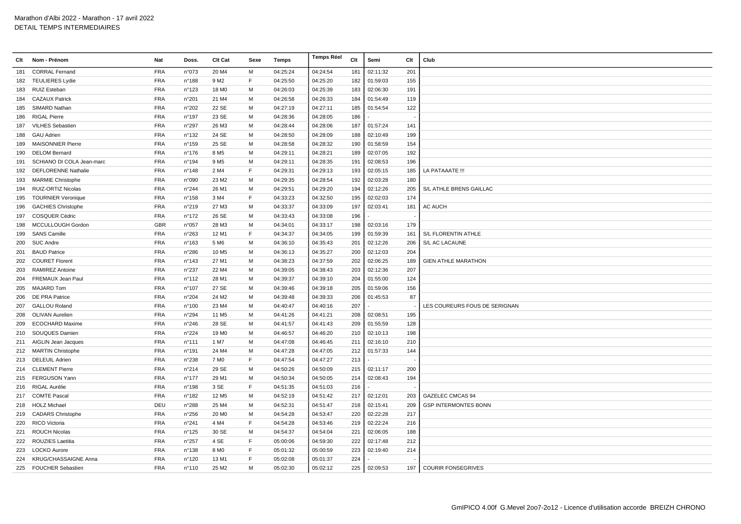Marathon d'Albi 2022 - Marathon - 17 avril 2022
DETAIL TEMPS INTERMEDIAIRES

| Clt | Nom - Prénom | Nat | Doss. | Clt Cat | Sexe | Temps | Temps Réel | Clt | Semi | Clt | Club |
|---|---|---|---|---|---|---|---|---|---|---|---|
| 181 | CORRAL Fernand | FRA | n°073 | 20 M4 | M | 04:25:24 | 04:24:54 | 181 | 02:11:32 | 201 | |
| 182 | TEULIERES Lydie | FRA | n°188 | 9 M2 | F | 04:25:50 | 04:25:20 | 182 | 01:59:03 | 155 | |
| 183 | RUIZ Esteban | FRA | n°123 | 18 M0 | M | 04:26:03 | 04:25:39 | 183 | 02:06:30 | 191 | |
| 184 | CAZAUX Patrick | FRA | n°201 | 21 M4 | M | 04:26:58 | 04:26:33 | 184 | 01:54:49 | 119 | |
| 185 | SIMARD Nathan | FRA | n°202 | 22 SE | M | 04:27:19 | 04:27:11 | 185 | 01:54:54 | 122 | |
| 186 | RIGAL Pierre | FRA | n°197 | 23 SE | M | 04:28:36 | 04:28:05 | 186 | - | - | |
| 187 | VILHES Sebastien | FRA | n°297 | 26 M3 | M | 04:28:44 | 04:28:06 | 187 | 01:57:24 | 141 | |
| 188 | GAU Adrien | FRA | n°132 | 24 SE | M | 04:28:50 | 04:28:09 | 188 | 02:10:49 | 199 | |
| 189 | MAISONNIER Pierre | FRA | n°159 | 25 SE | M | 04:28:58 | 04:28:32 | 190 | 01:58:59 | 154 | |
| 190 | DELOM Bernard | FRA | n°176 | 8 M5 | M | 04:29:11 | 04:28:21 | 189 | 02:07:05 | 192 | |
| 191 | SCHIANO DI COLA Jean-marc | FRA | n°194 | 9 M5 | M | 04:29:11 | 04:28:35 | 191 | 02:08:53 | 196 | |
| 192 | DEFLORENNE Nathalie | FRA | n°148 | 2 M4 | F | 04:29:13 | 04:29:31 | 193 | 02:05:15 | 185 | LA PATAAATE !!! |
| 193 | MARMIE Christophe | FRA | n°090 | 23 M2 | M | 04:29:35 | 04:28:54 | 192 | 02:03:28 | 180 | |
| 194 | RUIZ-ORTIZ Nicolas | FRA | n°244 | 26 M1 | M | 04:29:51 | 04:29:20 | 194 | 02:12:26 | 205 | S/L ATHLE BRENS GAILLAC |
| 195 | TOURNIER Veronique | FRA | n°158 | 3 M4 | F | 04:33:23 | 04:32:50 | 195 | 02:02:03 | 174 | |
| 196 | GACHIES Christophe | FRA | n°219 | 27 M3 | M | 04:33:37 | 04:33:09 | 197 | 02:03:41 | 181 | AC AUCH |
| 197 | COSQUER Cédric | FRA | n°172 | 26 SE | M | 04:33:43 | 04:33:08 | 196 | - | - | |
| 198 | MCCULLOUGH Gordon | GBR | n°057 | 28 M3 | M | 04:34:01 | 04:33:17 | 198 | 02:03:16 | 179 | |
| 199 | SANS Camille | FRA | n°263 | 12 M1 | F | 04:34:37 | 04:34:05 | 199 | 01:59:39 | 161 | S/L FLORENTIN ATHLE |
| 200 | SUC Andre | FRA | n°163 | 5 M6 | M | 04:36:10 | 04:35:43 | 201 | 02:12:26 | 206 | S/L AC LACAUNE |
| 201 | BAUD Patrice | FRA | n°286 | 10 M5 | M | 04:36:13 | 04:35:27 | 200 | 02:12:03 | 204 | |
| 202 | COURET Florent | FRA | n°143 | 27 M1 | M | 04:38:23 | 04:37:59 | 202 | 02:06:25 | 189 | GIEN ATHLE MARATHON |
| 203 | RAMIREZ Antoine | FRA | n°237 | 22 M4 | M | 04:39:05 | 04:38:43 | 203 | 02:12:36 | 207 | |
| 204 | FREMAUX Jean Paul | FRA | n°112 | 28 M1 | M | 04:39:37 | 04:39:10 | 204 | 01:55:00 | 124 | |
| 205 | MAJARD Tom | FRA | n°107 | 27 SE | M | 04:39:46 | 04:39:18 | 205 | 01:59:06 | 156 | |
| 206 | DE PRA Patrice | FRA | n°204 | 24 M2 | M | 04:39:48 | 04:39:33 | 206 | 01:45:53 | 87 | |
| 207 | GALLOU Roland | FRA | n°100 | 23 M4 | M | 04:40:47 | 04:40:16 | 207 | - | - | LES COUREURS FOUS DE SERIGNAN |
| 208 | OLIVAN Aurelien | FRA | n°294 | 11 M5 | M | 04:41:26 | 04:41:21 | 208 | 02:08:51 | 195 | |
| 209 | ECOCHARD Maxime | FRA | n°246 | 28 SE | M | 04:41:57 | 04:41:43 | 209 | 01:55:59 | 128 | |
| 210 | SOUQUES Damien | FRA | n°224 | 19 M0 | M | 04:46:57 | 04:46:20 | 210 | 02:10:13 | 198 | |
| 211 | AIGLIN Jean Jacques | FRA | n°111 | 1 M7 | M | 04:47:08 | 04:46:45 | 211 | 02:16:10 | 210 | |
| 212 | MARTIN Christophe | FRA | n°191 | 24 M4 | M | 04:47:28 | 04:47:05 | 212 | 01:57:33 | 144 | |
| 213 | DELEUIL Adrien | FRA | n°238 | 7 M0 | F | 04:47:54 | 04:47:27 | 213 | - | - | |
| 214 | CLEMENT Pierre | FRA | n°214 | 29 SE | M | 04:50:26 | 04:50:09 | 215 | 02:11:17 | 200 | |
| 215 | FERGUSON Yann | FRA | n°177 | 29 M1 | M | 04:50:34 | 04:50:05 | 214 | 02:08:43 | 194 | |
| 216 | RIGAL Aurélie | FRA | n°198 | 3 SE | F | 04:51:35 | 04:51:03 | 216 | - | - | |
| 217 | COMTE Pascal | FRA | n°182 | 12 M5 | M | 04:52:19 | 04:51:42 | 217 | 02:12:01 | 203 | GAZELEC CMCAS 94 |
| 218 | HOLZ Michael | DEU | n°288 | 25 M4 | M | 04:52:31 | 04:51:47 | 218 | 02:15:41 | 209 | GSP INTERMONTES BONN |
| 219 | CADARS Christophe | FRA | n°256 | 20 M0 | M | 04:54:28 | 04:53:47 | 220 | 02:22:28 | 217 | |
| 220 | RICO Victoria | FRA | n°241 | 4 M4 | F | 04:54:28 | 04:53:46 | 219 | 02:22:24 | 216 | |
| 221 | ROUCH Nicolas | FRA | n°125 | 30 SE | M | 04:54:37 | 04:54:04 | 221 | 02:06:05 | 188 | |
| 222 | ROUZIES Laetitia | FRA | n°257 | 4 SE | F | 05:00:06 | 04:59:30 | 222 | 02:17:48 | 212 | |
| 223 | LOCKO Aurore | FRA | n°138 | 8 M0 | F | 05:01:32 | 05:00:59 | 223 | 02:19:40 | 214 | |
| 224 | KRUG/CHASSAIGNE Anna | FRA | n°120 | 13 M1 | F | 05:02:08 | 05:01:37 | 224 | - | - | |
| 225 | FOUCHER Sebastien | FRA | n°110 | 25 M2 | M | 05:02:30 | 05:02:12 | 225 | 02:09:53 | 197 | COURIR FONSEGRIVES |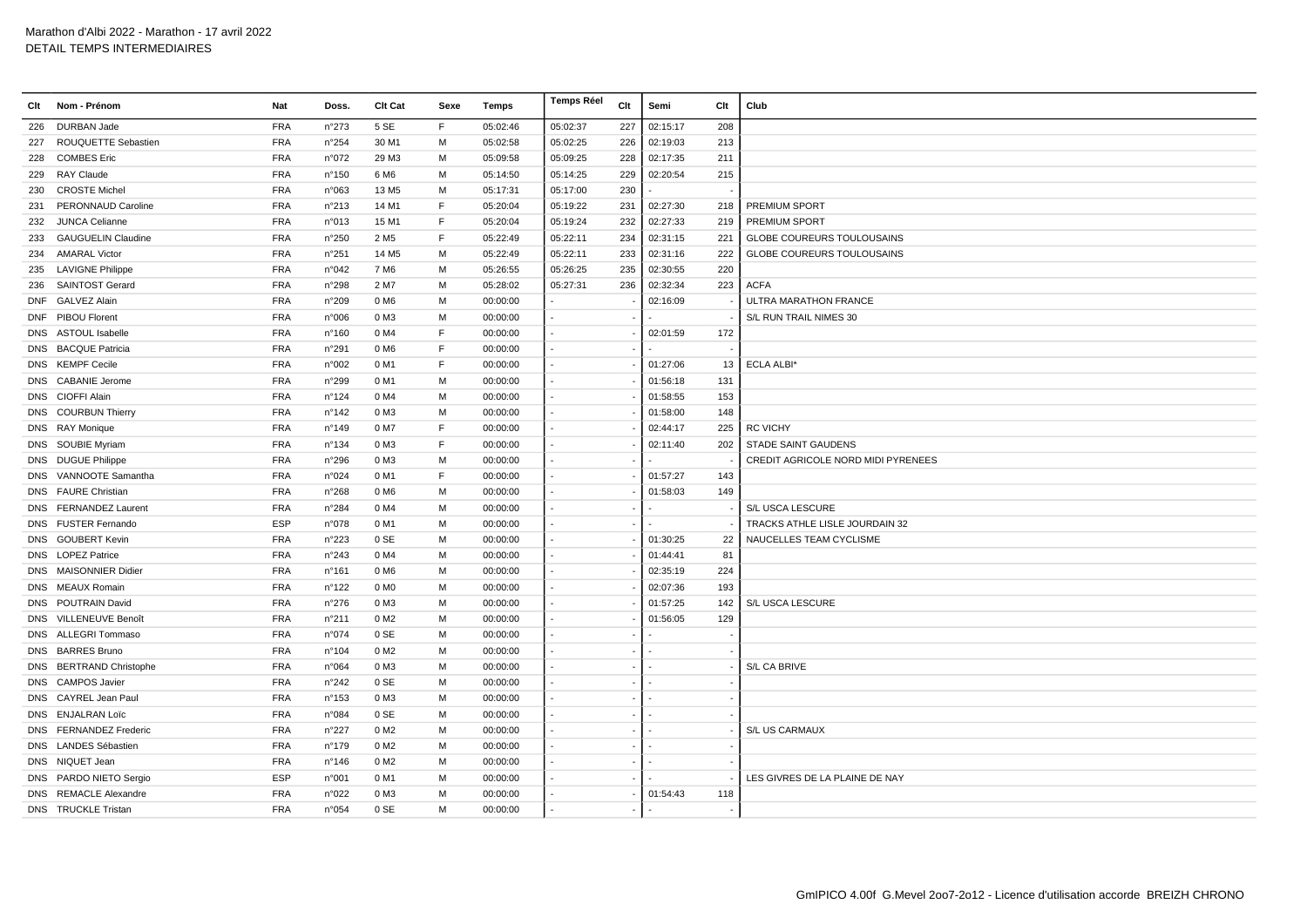Marathon d'Albi 2022 - Marathon - 17 avril 2022
DETAIL TEMPS INTERMEDIAIRES

| Clt | Nom - Prénom | Nat | Doss. | Clt Cat | Sexe | Temps | Temps Réel | Clt | Semi | Clt | Club |
|---|---|---|---|---|---|---|---|---|---|---|---|
| 226 | DURBAN Jade | FRA | n°273 | 5 SE | F | 05:02:46 | 05:02:37 | 227 | 02:15:17 | 208 | |
| 227 | ROUQUETTE Sebastien | FRA | n°254 | 30 M1 | M | 05:02:58 | 05:02:25 | 226 | 02:19:03 | 213 | |
| 228 | COMBES Eric | FRA | n°072 | 29 M3 | M | 05:09:58 | 05:09:25 | 228 | 02:17:35 | 211 | |
| 229 | RAY Claude | FRA | n°150 | 6 M6 | M | 05:14:50 | 05:14:25 | 229 | 02:20:54 | 215 | |
| 230 | CROSTE Michel | FRA | n°063 | 13 M5 | M | 05:17:31 | 05:17:00 | 230 | - | - | |
| 231 | PERONNAUD Caroline | FRA | n°213 | 14 M1 | F | 05:20:04 | 05:19:22 | 231 | 02:27:30 | 218 | PREMIUM SPORT |
| 232 | JUNCA Celianne | FRA | n°013 | 15 M1 | F | 05:20:04 | 05:19:24 | 232 | 02:27:33 | 219 | PREMIUM SPORT |
| 233 | GAUGUELIN Claudine | FRA | n°250 | 2 M5 | F | 05:22:49 | 05:22:11 | 234 | 02:31:15 | 221 | GLOBE COUREURS TOULOUSAINS |
| 234 | AMARAL Victor | FRA | n°251 | 14 M5 | M | 05:22:49 | 05:22:11 | 233 | 02:31:16 | 222 | GLOBE COUREURS TOULOUSAINS |
| 235 | LAVIGNE Philippe | FRA | n°042 | 7 M6 | M | 05:26:55 | 05:26:25 | 235 | 02:30:55 | 220 | |
| 236 | SAINTOST Gerard | FRA | n°298 | 2 M7 | M | 05:28:02 | 05:27:31 | 236 | 02:32:34 | 223 | ACFA |
| DNF | GALVEZ Alain | FRA | n°209 | 0 M6 | M | 00:00:00 | - | - | 02:16:09 | - | ULTRA MARATHON FRANCE |
| DNF | PIBOU Florent | FRA | n°006 | 0 M3 | M | 00:00:00 | - | - | - | - | S/L RUN TRAIL NIMES 30 |
| DNS | ASTOUL Isabelle | FRA | n°160 | 0 M4 | F | 00:00:00 | - | - | 02:01:59 | 172 | |
| DNS | BACQUE Patricia | FRA | n°291 | 0 M6 | F | 00:00:00 | - | - | - | - | |
| DNS | KEMPF Cecile | FRA | n°002 | 0 M1 | F | 00:00:00 | - | - | 01:27:06 | 13 | ECLA ALBI* |
| DNS | CABANIE Jerome | FRA | n°299 | 0 M1 | M | 00:00:00 | - | - | 01:56:18 | 131 | |
| DNS | CIOFFI Alain | FRA | n°124 | 0 M4 | M | 00:00:00 | - | - | 01:58:55 | 153 | |
| DNS | COURBUN Thierry | FRA | n°142 | 0 M3 | M | 00:00:00 | - | - | 01:58:00 | 148 | |
| DNS | RAY Monique | FRA | n°149 | 0 M7 | F | 00:00:00 | - | - | 02:44:17 | 225 | RC VICHY |
| DNS | SOUBIE Myriam | FRA | n°134 | 0 M3 | F | 00:00:00 | - | - | 02:11:40 | 202 | STADE SAINT GAUDENS |
| DNS | DUGUE Philippe | FRA | n°296 | 0 M3 | M | 00:00:00 | - | - | - | - | CREDIT AGRICOLE NORD MIDI PYRENEES |
| DNS | VANNOOTE Samantha | FRA | n°024 | 0 M1 | F | 00:00:00 | - | - | 01:57:27 | 143 | |
| DNS | FAURE Christian | FRA | n°268 | 0 M6 | M | 00:00:00 | - | - | 01:58:03 | 149 | |
| DNS | FERNANDEZ Laurent | FRA | n°284 | 0 M4 | M | 00:00:00 | - | - | - | - | S/L USCA LESCURE |
| DNS | FUSTER Fernando | ESP | n°078 | 0 M1 | M | 00:00:00 | - | - | - | - | TRACKS ATHLE LISLE JOURDAIN 32 |
| DNS | GOUBERT Kevin | FRA | n°223 | 0 SE | M | 00:00:00 | - | - | 01:30:25 | 22 | NAUCELLES TEAM CYCLISME |
| DNS | LOPEZ Patrice | FRA | n°243 | 0 M4 | M | 00:00:00 | - | - | 01:44:41 | 81 | |
| DNS | MAISONNIER Didier | FRA | n°161 | 0 M6 | M | 00:00:00 | - | - | 02:35:19 | 224 | |
| DNS | MEAUX Romain | FRA | n°122 | 0 M0 | M | 00:00:00 | - | - | 02:07:36 | 193 | |
| DNS | POUTRAIN David | FRA | n°276 | 0 M3 | M | 00:00:00 | - | - | 01:57:25 | 142 | S/L USCA LESCURE |
| DNS | VILLENEUVE Benoît | FRA | n°211 | 0 M2 | M | 00:00:00 | - | - | 01:56:05 | 129 | |
| DNS | ALLEGRI Tommaso | FRA | n°074 | 0 SE | M | 00:00:00 | - | - | - | - | |
| DNS | BARRES Bruno | FRA | n°104 | 0 M2 | M | 00:00:00 | - | - | - | - | |
| DNS | BERTRAND Christophe | FRA | n°064 | 0 M3 | M | 00:00:00 | - | - | - | - | S/L CA BRIVE |
| DNS | CAMPOS Javier | FRA | n°242 | 0 SE | M | 00:00:00 | - | - | - | - | |
| DNS | CAYREL Jean Paul | FRA | n°153 | 0 M3 | M | 00:00:00 | - | - | - | - | |
| DNS | ENJALRAN Loïc | FRA | n°084 | 0 SE | M | 00:00:00 | - | - | - | - | |
| DNS | FERNANDEZ Frederic | FRA | n°227 | 0 M2 | M | 00:00:00 | - | - | - | - | S/L US CARMAUX |
| DNS | LANDES Sébastien | FRA | n°179 | 0 M2 | M | 00:00:00 | - | - | - | - | |
| DNS | NIQUET Jean | FRA | n°146 | 0 M2 | M | 00:00:00 | - | - | - | - | |
| DNS | PARDO NIETO Sergio | ESP | n°001 | 0 M1 | M | 00:00:00 | - | - | - | - | LES GIVRES DE LA PLAINE DE NAY |
| DNS | REMACLE Alexandre | FRA | n°022 | 0 M3 | M | 00:00:00 | - | - | 01:54:43 | 118 | |
| DNS | TRUCKLE Tristan | FRA | n°054 | 0 SE | M | 00:00:00 | - | - | - | - | |

GmIPICO 4.00f G.Mevel 2oo7-2o12 - Licence d'utilisation accorde BREIZH CHRONO